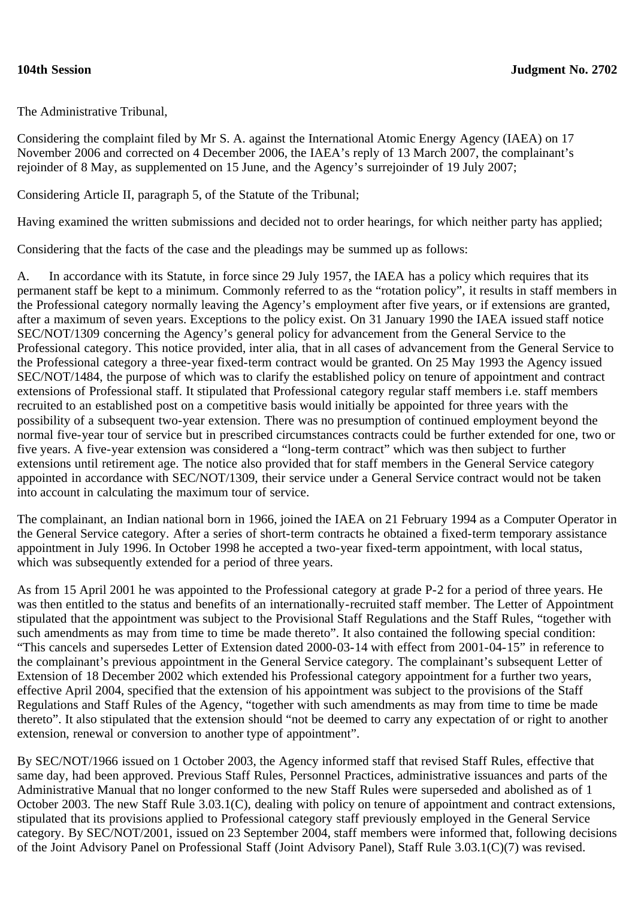**104th Session** **Judgment No. 2702**

The Administrative Tribunal,

Considering the complaint filed by Mr S. A. against the International Atomic Energy Agency (IAEA) on 17 November 2006 and corrected on 4 December 2006, the IAEA's reply of 13 March 2007, the complainant's rejoinder of 8 May, as supplemented on 15 June, and the Agency's surrejoinder of 19 July 2007;

Considering Article II, paragraph 5, of the Statute of the Tribunal;

Having examined the written submissions and decided not to order hearings, for which neither party has applied;

Considering that the facts of the case and the pleadings may be summed up as follows:

A. In accordance with its Statute, in force since 29 July 1957, the IAEA has a policy which requires that its permanent staff be kept to a minimum. Commonly referred to as the "rotation policy", it results in staff members in the Professional category normally leaving the Agency's employment after five years, or if extensions are granted, after a maximum of seven years. Exceptions to the policy exist. On 31 January 1990 the IAEA issued staff notice SEC/NOT/1309 concerning the Agency's general policy for advancement from the General Service to the Professional category. This notice provided, inter alia, that in all cases of advancement from the General Service to the Professional category a three-year fixed-term contract would be granted. On 25 May 1993 the Agency issued SEC/NOT/1484, the purpose of which was to clarify the established policy on tenure of appointment and contract extensions of Professional staff. It stipulated that Professional category regular staff members i.e. staff members recruited to an established post on a competitive basis would initially be appointed for three years with the possibility of a subsequent two-year extension. There was no presumption of continued employment beyond the normal five-year tour of service but in prescribed circumstances contracts could be further extended for one, two or five years. A five-year extension was considered a "long-term contract" which was then subject to further extensions until retirement age. The notice also provided that for staff members in the General Service category appointed in accordance with SEC/NOT/1309, their service under a General Service contract would not be taken into account in calculating the maximum tour of service.

The complainant, an Indian national born in 1966, joined the IAEA on 21 February 1994 as a Computer Operator in the General Service category. After a series of short-term contracts he obtained a fixed-term temporary assistance appointment in July 1996. In October 1998 he accepted a two-year fixed-term appointment, with local status, which was subsequently extended for a period of three years.

As from 15 April 2001 he was appointed to the Professional category at grade P-2 for a period of three years. He was then entitled to the status and benefits of an internationally-recruited staff member. The Letter of Appointment stipulated that the appointment was subject to the Provisional Staff Regulations and the Staff Rules, "together with such amendments as may from time to time be made thereto". It also contained the following special condition: "This cancels and supersedes Letter of Extension dated 2000-03-14 with effect from 2001-04-15" in reference to the complainant's previous appointment in the General Service category. The complainant's subsequent Letter of Extension of 18 December 2002 which extended his Professional category appointment for a further two years, effective April 2004, specified that the extension of his appointment was subject to the provisions of the Staff Regulations and Staff Rules of the Agency, "together with such amendments as may from time to time be made thereto". It also stipulated that the extension should "not be deemed to carry any expectation of or right to another extension, renewal or conversion to another type of appointment".

By SEC/NOT/1966 issued on 1 October 2003, the Agency informed staff that revised Staff Rules, effective that same day, had been approved. Previous Staff Rules, Personnel Practices, administrative issuances and parts of the Administrative Manual that no longer conformed to the new Staff Rules were superseded and abolished as of 1 October 2003. The new Staff Rule 3.03.1(C), dealing with policy on tenure of appointment and contract extensions, stipulated that its provisions applied to Professional category staff previously employed in the General Service category. By SEC/NOT/2001, issued on 23 September 2004, staff members were informed that, following decisions of the Joint Advisory Panel on Professional Staff (Joint Advisory Panel), Staff Rule 3.03.1(C)(7) was revised.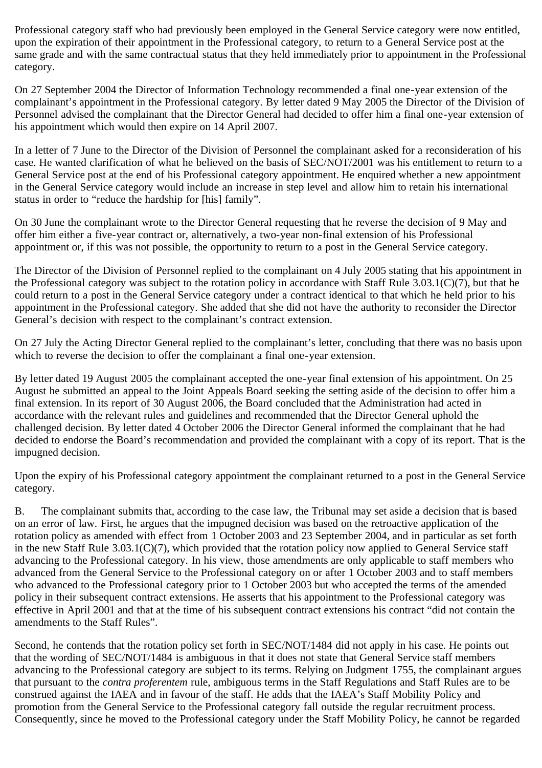Professional category staff who had previously been employed in the General Service category were now entitled, upon the expiration of their appointment in the Professional category, to return to a General Service post at the same grade and with the same contractual status that they held immediately prior to appointment in the Professional category.

On 27 September 2004 the Director of Information Technology recommended a final one-year extension of the complainant's appointment in the Professional category. By letter dated 9 May 2005 the Director of the Division of Personnel advised the complainant that the Director General had decided to offer him a final one-year extension of his appointment which would then expire on 14 April 2007.

In a letter of 7 June to the Director of the Division of Personnel the complainant asked for a reconsideration of his case. He wanted clarification of what he believed on the basis of SEC/NOT/2001 was his entitlement to return to a General Service post at the end of his Professional category appointment. He enquired whether a new appointment in the General Service category would include an increase in step level and allow him to retain his international status in order to "reduce the hardship for [his] family".

On 30 June the complainant wrote to the Director General requesting that he reverse the decision of 9 May and offer him either a five-year contract or, alternatively, a two-year non-final extension of his Professional appointment or, if this was not possible, the opportunity to return to a post in the General Service category.

The Director of the Division of Personnel replied to the complainant on 4 July 2005 stating that his appointment in the Professional category was subject to the rotation policy in accordance with Staff Rule 3.03.1(C)(7), but that he could return to a post in the General Service category under a contract identical to that which he held prior to his appointment in the Professional category. She added that she did not have the authority to reconsider the Director General's decision with respect to the complainant's contract extension.

On 27 July the Acting Director General replied to the complainant's letter, concluding that there was no basis upon which to reverse the decision to offer the complainant a final one-year extension.

By letter dated 19 August 2005 the complainant accepted the one-year final extension of his appointment. On 25 August he submitted an appeal to the Joint Appeals Board seeking the setting aside of the decision to offer him a final extension. In its report of 30 August 2006, the Board concluded that the Administration had acted in accordance with the relevant rules and guidelines and recommended that the Director General uphold the challenged decision. By letter dated 4 October 2006 the Director General informed the complainant that he had decided to endorse the Board's recommendation and provided the complainant with a copy of its report. That is the impugned decision.

Upon the expiry of his Professional category appointment the complainant returned to a post in the General Service category.

B. The complainant submits that, according to the case law, the Tribunal may set aside a decision that is based on an error of law. First, he argues that the impugned decision was based on the retroactive application of the rotation policy as amended with effect from 1 October 2003 and 23 September 2004, and in particular as set forth in the new Staff Rule 3.03.1(C)(7), which provided that the rotation policy now applied to General Service staff advancing to the Professional category. In his view, those amendments are only applicable to staff members who advanced from the General Service to the Professional category on or after 1 October 2003 and to staff members who advanced to the Professional category prior to 1 October 2003 but who accepted the terms of the amended policy in their subsequent contract extensions. He asserts that his appointment to the Professional category was effective in April 2001 and that at the time of his subsequent contract extensions his contract "did not contain the amendments to the Staff Rules".

Second, he contends that the rotation policy set forth in SEC/NOT/1484 did not apply in his case. He points out that the wording of SEC/NOT/1484 is ambiguous in that it does not state that General Service staff members advancing to the Professional category are subject to its terms. Relying on Judgment 1755, the complainant argues that pursuant to the *contra proferentem* rule, ambiguous terms in the Staff Regulations and Staff Rules are to be construed against the IAEA and in favour of the staff. He adds that the IAEA's Staff Mobility Policy and promotion from the General Service to the Professional category fall outside the regular recruitment process. Consequently, since he moved to the Professional category under the Staff Mobility Policy, he cannot be regarded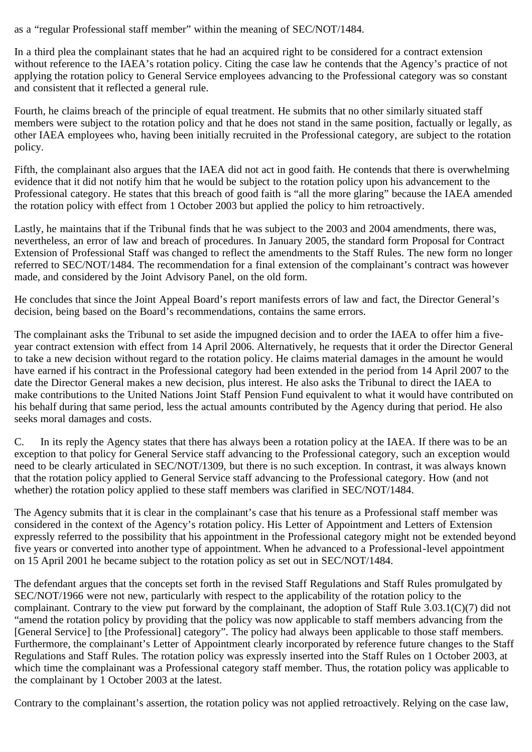as a “regular Professional staff member” within the meaning of SEC/NOT/1484.

In a third plea the complainant states that he had an acquired right to be considered for a contract extension without reference to the IAEA’s rotation policy. Citing the case law he contends that the Agency’s practice of not applying the rotation policy to General Service employees advancing to the Professional category was so constant and consistent that it reflected a general rule.

Fourth, he claims breach of the principle of equal treatment. He submits that no other similarly situated staff members were subject to the rotation policy and that he does not stand in the same position, factually or legally, as other IAEA employees who, having been initially recruited in the Professional category, are subject to the rotation policy.

Fifth, the complainant also argues that the IAEA did not act in good faith. He contends that there is overwhelming evidence that it did not notify him that he would be subject to the rotation policy upon his advancement to the Professional category. He states that this breach of good faith is “all the more glaring” because the IAEA amended the rotation policy with effect from 1 October 2003 but applied the policy to him retroactively.

Lastly, he maintains that if the Tribunal finds that he was subject to the 2003 and 2004 amendments, there was, nevertheless, an error of law and breach of procedures. In January 2005, the standard form Proposal for Contract Extension of Professional Staff was changed to reflect the amendments to the Staff Rules. The new form no longer referred to SEC/NOT/1484. The recommendation for a final extension of the complainant’s contract was however made, and considered by the Joint Advisory Panel, on the old form.

He concludes that since the Joint Appeal Board’s report manifests errors of law and fact, the Director General’s decision, being based on the Board’s recommendations, contains the same errors.

The complainant asks the Tribunal to set aside the impugned decision and to order the IAEA to offer him a five-year contract extension with effect from 14 April 2006. Alternatively, he requests that it order the Director General to take a new decision without regard to the rotation policy. He claims material damages in the amount he would have earned if his contract in the Professional category had been extended in the period from 14 April 2007 to the date the Director General makes a new decision, plus interest. He also asks the Tribunal to direct the IAEA to make contributions to the United Nations Joint Staff Pension Fund equivalent to what it would have contributed on his behalf during that same period, less the actual amounts contributed by the Agency during that period. He also seeks moral damages and costs.

C. In its reply the Agency states that there has always been a rotation policy at the IAEA. If there was to be an exception to that policy for General Service staff advancing to the Professional category, such an exception would need to be clearly articulated in SEC/NOT/1309, but there is no such exception. In contrast, it was always known that the rotation policy applied to General Service staff advancing to the Professional category. How (and not whether) the rotation policy applied to these staff members was clarified in SEC/NOT/1484.

The Agency submits that it is clear in the complainant’s case that his tenure as a Professional staff member was considered in the context of the Agency’s rotation policy. His Letter of Appointment and Letters of Extension expressly referred to the possibility that his appointment in the Professional category might not be extended beyond five years or converted into another type of appointment. When he advanced to a Professional-level appointment on 15 April 2001 he became subject to the rotation policy as set out in SEC/NOT/1484.

The defendant argues that the concepts set forth in the revised Staff Regulations and Staff Rules promulgated by SEC/NOT/1966 were not new, particularly with respect to the applicability of the rotation policy to the complainant. Contrary to the view put forward by the complainant, the adoption of Staff Rule 3.03.1(C)(7) did not “amend the rotation policy by providing that the policy was now applicable to staff members advancing from the [General Service] to [the Professional] category”. The policy had always been applicable to those staff members. Furthermore, the complainant’s Letter of Appointment clearly incorporated by reference future changes to the Staff Regulations and Staff Rules. The rotation policy was expressly inserted into the Staff Rules on 1 October 2003, at which time the complainant was a Professional category staff member. Thus, the rotation policy was applicable to the complainant by 1 October 2003 at the latest.

Contrary to the complainant’s assertion, the rotation policy was not applied retroactively. Relying on the case law,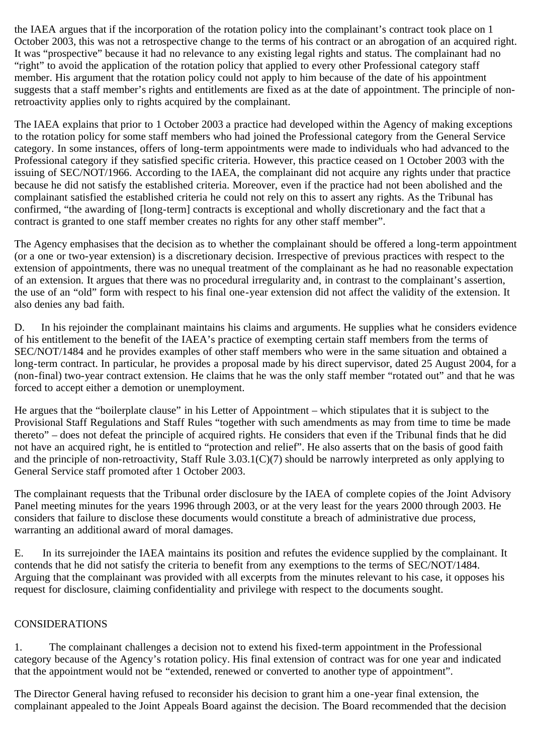the IAEA argues that if the incorporation of the rotation policy into the complainant's contract took place on 1 October 2003, this was not a retrospective change to the terms of his contract or an abrogation of an acquired right. It was "prospective" because it had no relevance to any existing legal rights and status. The complainant had no "right" to avoid the application of the rotation policy that applied to every other Professional category staff member. His argument that the rotation policy could not apply to him because of the date of his appointment suggests that a staff member's rights and entitlements are fixed as at the date of appointment. The principle of non-retroactivity applies only to rights acquired by the complainant.

The IAEA explains that prior to 1 October 2003 a practice had developed within the Agency of making exceptions to the rotation policy for some staff members who had joined the Professional category from the General Service category. In some instances, offers of long-term appointments were made to individuals who had advanced to the Professional category if they satisfied specific criteria. However, this practice ceased on 1 October 2003 with the issuing of SEC/NOT/1966. According to the IAEA, the complainant did not acquire any rights under that practice because he did not satisfy the established criteria. Moreover, even if the practice had not been abolished and the complainant satisfied the established criteria he could not rely on this to assert any rights. As the Tribunal has confirmed, "the awarding of [long-term] contracts is exceptional and wholly discretionary and the fact that a contract is granted to one staff member creates no rights for any other staff member".

The Agency emphasises that the decision as to whether the complainant should be offered a long-term appointment (or a one or two-year extension) is a discretionary decision. Irrespective of previous practices with respect to the extension of appointments, there was no unequal treatment of the complainant as he had no reasonable expectation of an extension. It argues that there was no procedural irregularity and, in contrast to the complainant's assertion, the use of an "old" form with respect to his final one-year extension did not affect the validity of the extension. It also denies any bad faith.

D. In his rejoinder the complainant maintains his claims and arguments. He supplies what he considers evidence of his entitlement to the benefit of the IAEA's practice of exempting certain staff members from the terms of SEC/NOT/1484 and he provides examples of other staff members who were in the same situation and obtained a long-term contract. In particular, he provides a proposal made by his direct supervisor, dated 25 August 2004, for a (non-final) two-year contract extension. He claims that he was the only staff member "rotated out" and that he was forced to accept either a demotion or unemployment.

He argues that the "boilerplate clause" in his Letter of Appointment – which stipulates that it is subject to the Provisional Staff Regulations and Staff Rules "together with such amendments as may from time to time be made thereto" – does not defeat the principle of acquired rights. He considers that even if the Tribunal finds that he did not have an acquired right, he is entitled to "protection and relief". He also asserts that on the basis of good faith and the principle of non-retroactivity, Staff Rule 3.03.1(C)(7) should be narrowly interpreted as only applying to General Service staff promoted after 1 October 2003.

The complainant requests that the Tribunal order disclosure by the IAEA of complete copies of the Joint Advisory Panel meeting minutes for the years 1996 through 2003, or at the very least for the years 2000 through 2003. He considers that failure to disclose these documents would constitute a breach of administrative due process, warranting an additional award of moral damages.

E. In its surrejoinder the IAEA maintains its position and refutes the evidence supplied by the complainant. It contends that he did not satisfy the criteria to benefit from any exemptions to the terms of SEC/NOT/1484. Arguing that the complainant was provided with all excerpts from the minutes relevant to his case, it opposes his request for disclosure, claiming confidentiality and privilege with respect to the documents sought.

CONSIDERATIONS

1. The complainant challenges a decision not to extend his fixed-term appointment in the Professional category because of the Agency's rotation policy. His final extension of contract was for one year and indicated that the appointment would not be "extended, renewed or converted to another type of appointment".

The Director General having refused to reconsider his decision to grant him a one-year final extension, the complainant appealed to the Joint Appeals Board against the decision. The Board recommended that the decision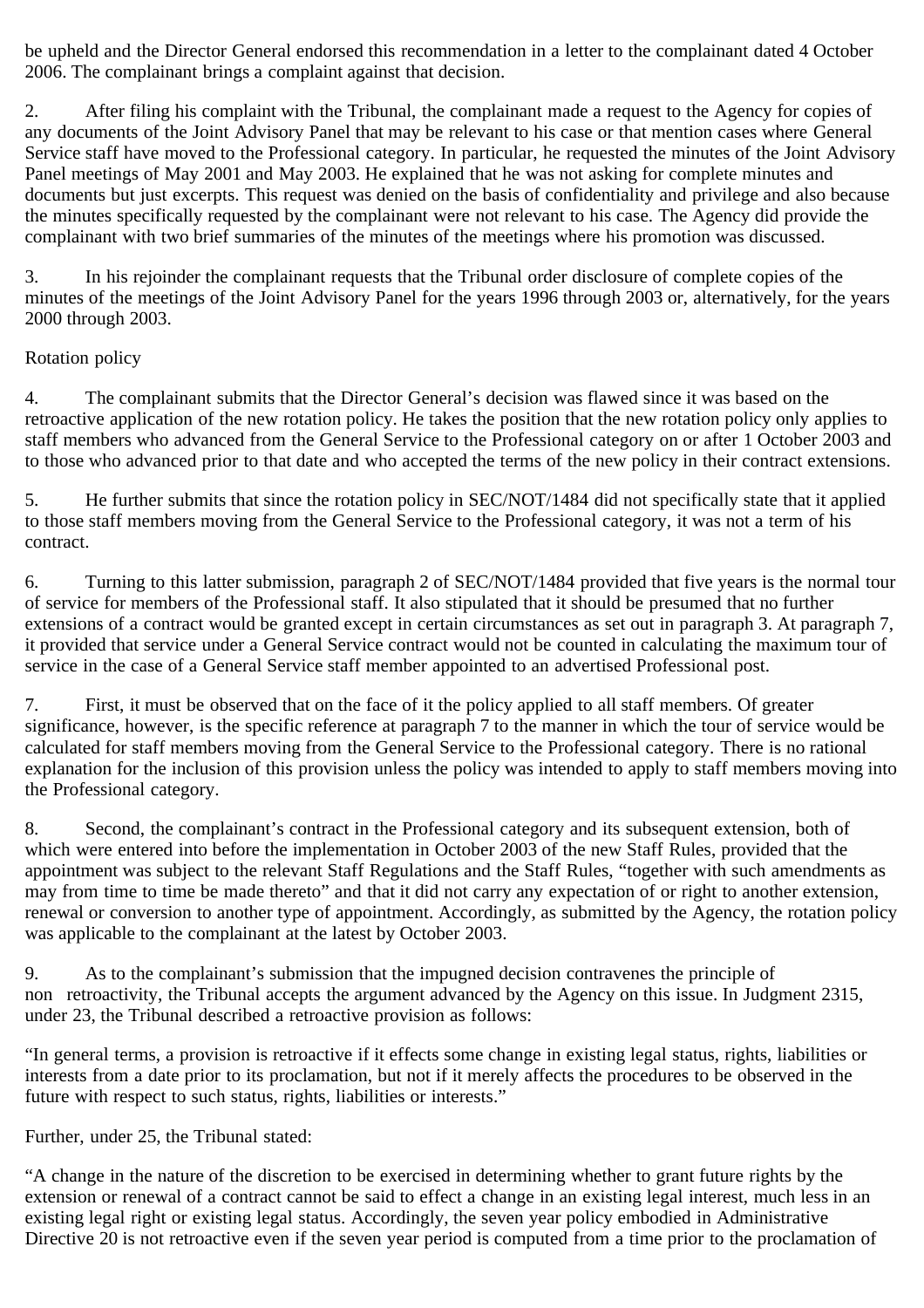be upheld and the Director General endorsed this recommendation in a letter to the complainant dated 4 October 2006. The complainant brings a complaint against that decision.

2. After filing his complaint with the Tribunal, the complainant made a request to the Agency for copies of any documents of the Joint Advisory Panel that may be relevant to his case or that mention cases where General Service staff have moved to the Professional category. In particular, he requested the minutes of the Joint Advisory Panel meetings of May 2001 and May 2003. He explained that he was not asking for complete minutes and documents but just excerpts. This request was denied on the basis of confidentiality and privilege and also because the minutes specifically requested by the complainant were not relevant to his case. The Agency did provide the complainant with two brief summaries of the minutes of the meetings where his promotion was discussed.

3. In his rejoinder the complainant requests that the Tribunal order disclosure of complete copies of the minutes of the meetings of the Joint Advisory Panel for the years 1996 through 2003 or, alternatively, for the years 2000 through 2003.

Rotation policy

4. The complainant submits that the Director General's decision was flawed since it was based on the retroactive application of the new rotation policy. He takes the position that the new rotation policy only applies to staff members who advanced from the General Service to the Professional category on or after 1 October 2003 and to those who advanced prior to that date and who accepted the terms of the new policy in their contract extensions.

5. He further submits that since the rotation policy in SEC/NOT/1484 did not specifically state that it applied to those staff members moving from the General Service to the Professional category, it was not a term of his contract.

6. Turning to this latter submission, paragraph 2 of SEC/NOT/1484 provided that five years is the normal tour of service for members of the Professional staff. It also stipulated that it should be presumed that no further extensions of a contract would be granted except in certain circumstances as set out in paragraph 3. At paragraph 7, it provided that service under a General Service contract would not be counted in calculating the maximum tour of service in the case of a General Service staff member appointed to an advertised Professional post.

7. First, it must be observed that on the face of it the policy applied to all staff members. Of greater significance, however, is the specific reference at paragraph 7 to the manner in which the tour of service would be calculated for staff members moving from the General Service to the Professional category. There is no rational explanation for the inclusion of this provision unless the policy was intended to apply to staff members moving into the Professional category.

8. Second, the complainant's contract in the Professional category and its subsequent extension, both of which were entered into before the implementation in October 2003 of the new Staff Rules, provided that the appointment was subject to the relevant Staff Regulations and the Staff Rules, "together with such amendments as may from time to time be made thereto" and that it did not carry any expectation of or right to another extension, renewal or conversion to another type of appointment. Accordingly, as submitted by the Agency, the rotation policy was applicable to the complainant at the latest by October 2003.

9. As to the complainant's submission that the impugned decision contravenes the principle of non retroactivity, the Tribunal accepts the argument advanced by the Agency on this issue. In Judgment 2315, under 23, the Tribunal described a retroactive provision as follows:

"In general terms, a provision is retroactive if it effects some change in existing legal status, rights, liabilities or interests from a date prior to its proclamation, but not if it merely affects the procedures to be observed in the future with respect to such status, rights, liabilities or interests."

Further, under 25, the Tribunal stated:

"A change in the nature of the discretion to be exercised in determining whether to grant future rights by the extension or renewal of a contract cannot be said to effect a change in an existing legal interest, much less in an existing legal right or existing legal status. Accordingly, the seven year policy embodied in Administrative Directive 20 is not retroactive even if the seven year period is computed from a time prior to the proclamation of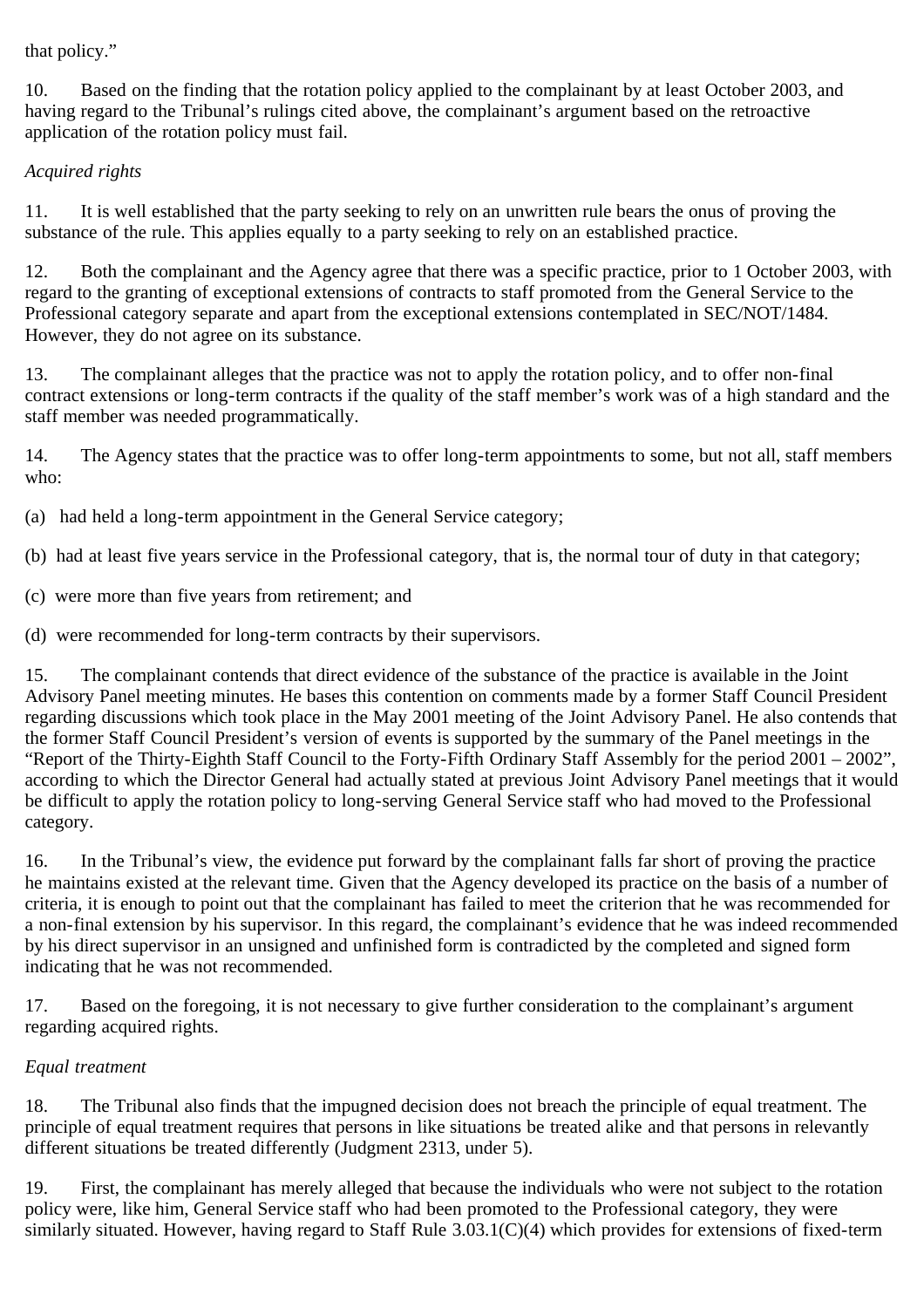that policy."

10. Based on the finding that the rotation policy applied to the complainant by at least October 2003, and having regard to the Tribunal's rulings cited above, the complainant's argument based on the retroactive application of the rotation policy must fail.

*Acquired rights*

11. It is well established that the party seeking to rely on an unwritten rule bears the onus of proving the substance of the rule. This applies equally to a party seeking to rely on an established practice.

12. Both the complainant and the Agency agree that there was a specific practice, prior to 1 October 2003, with regard to the granting of exceptional extensions of contracts to staff promoted from the General Service to the Professional category separate and apart from the exceptional extensions contemplated in SEC/NOT/1484. However, they do not agree on its substance.

13. The complainant alleges that the practice was not to apply the rotation policy, and to offer non-final contract extensions or long-term contracts if the quality of the staff member's work was of a high standard and the staff member was needed programmatically.

14. The Agency states that the practice was to offer long-term appointments to some, but not all, staff members who:

(a) had held a long-term appointment in the General Service category;

(b) had at least five years service in the Professional category, that is, the normal tour of duty in that category;

(c) were more than five years from retirement; and

(d) were recommended for long-term contracts by their supervisors.

15. The complainant contends that direct evidence of the substance of the practice is available in the Joint Advisory Panel meeting minutes. He bases this contention on comments made by a former Staff Council President regarding discussions which took place in the May 2001 meeting of the Joint Advisory Panel. He also contends that the former Staff Council President's version of events is supported by the summary of the Panel meetings in the "Report of the Thirty-Eighth Staff Council to the Forty-Fifth Ordinary Staff Assembly for the period 2001 – 2002", according to which the Director General had actually stated at previous Joint Advisory Panel meetings that it would be difficult to apply the rotation policy to long-serving General Service staff who had moved to the Professional category.

16. In the Tribunal's view, the evidence put forward by the complainant falls far short of proving the practice he maintains existed at the relevant time. Given that the Agency developed its practice on the basis of a number of criteria, it is enough to point out that the complainant has failed to meet the criterion that he was recommended for a non-final extension by his supervisor. In this regard, the complainant's evidence that he was indeed recommended by his direct supervisor in an unsigned and unfinished form is contradicted by the completed and signed form indicating that he was not recommended.

17. Based on the foregoing, it is not necessary to give further consideration to the complainant's argument regarding acquired rights.

*Equal treatment*

18. The Tribunal also finds that the impugned decision does not breach the principle of equal treatment. The principle of equal treatment requires that persons in like situations be treated alike and that persons in relevantly different situations be treated differently (Judgment 2313, under 5).

19. First, the complainant has merely alleged that because the individuals who were not subject to the rotation policy were, like him, General Service staff who had been promoted to the Professional category, they were similarly situated. However, having regard to Staff Rule 3.03.1(C)(4) which provides for extensions of fixed-term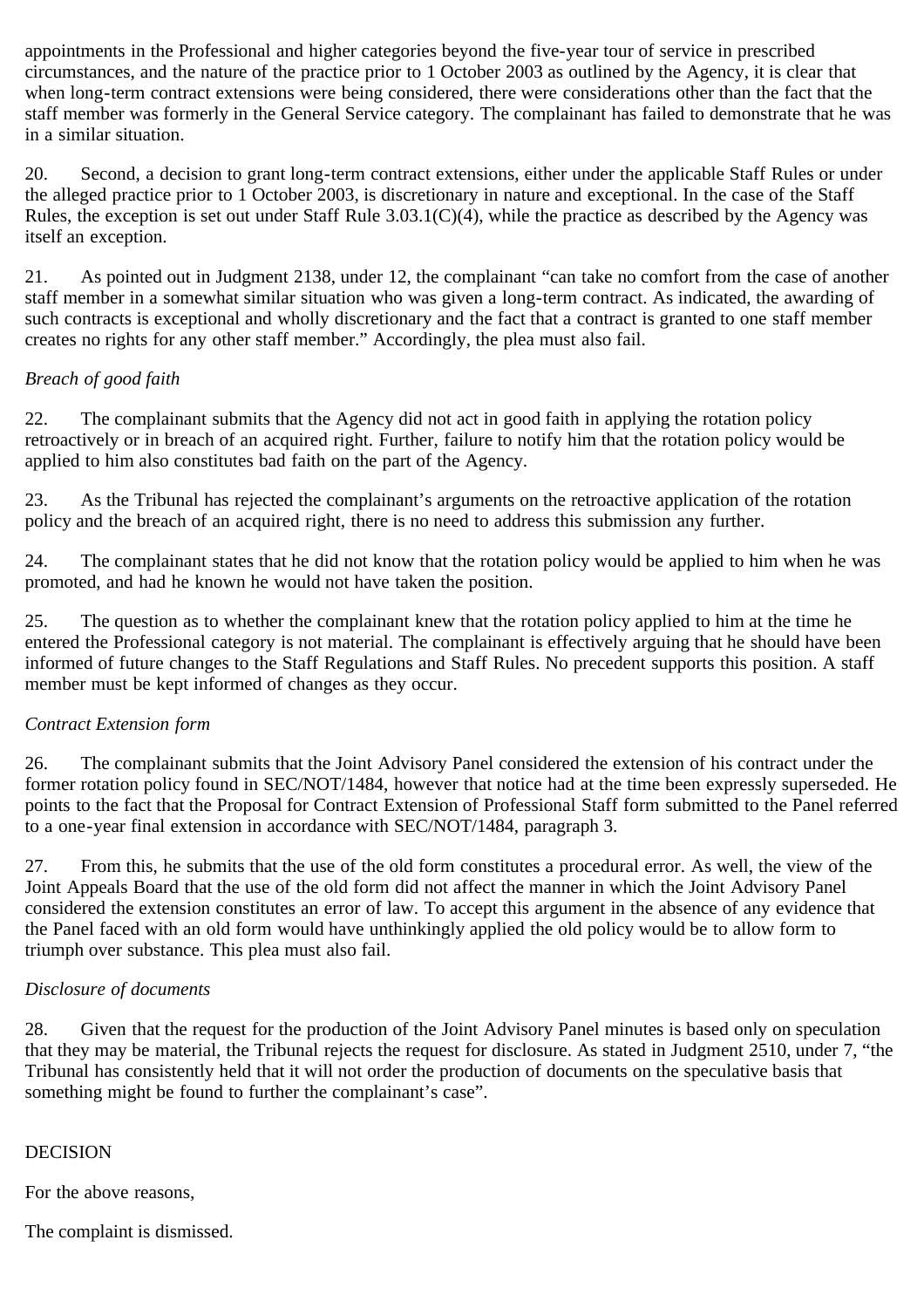appointments in the Professional and higher categories beyond the five-year tour of service in prescribed circumstances, and the nature of the practice prior to 1 October 2003 as outlined by the Agency, it is clear that when long-term contract extensions were being considered, there were considerations other than the fact that the staff member was formerly in the General Service category. The complainant has failed to demonstrate that he was in a similar situation.

20. Second, a decision to grant long-term contract extensions, either under the applicable Staff Rules or under the alleged practice prior to 1 October 2003, is discretionary in nature and exceptional. In the case of the Staff Rules, the exception is set out under Staff Rule 3.03.1(C)(4), while the practice as described by the Agency was itself an exception.

21. As pointed out in Judgment 2138, under 12, the complainant "can take no comfort from the case of another staff member in a somewhat similar situation who was given a long-term contract. As indicated, the awarding of such contracts is exceptional and wholly discretionary and the fact that a contract is granted to one staff member creates no rights for any other staff member." Accordingly, the plea must also fail.

*Breach of good faith*

22. The complainant submits that the Agency did not act in good faith in applying the rotation policy retroactively or in breach of an acquired right. Further, failure to notify him that the rotation policy would be applied to him also constitutes bad faith on the part of the Agency.

23. As the Tribunal has rejected the complainant's arguments on the retroactive application of the rotation policy and the breach of an acquired right, there is no need to address this submission any further.

24. The complainant states that he did not know that the rotation policy would be applied to him when he was promoted, and had he known he would not have taken the position.

25. The question as to whether the complainant knew that the rotation policy applied to him at the time he entered the Professional category is not material. The complainant is effectively arguing that he should have been informed of future changes to the Staff Regulations and Staff Rules. No precedent supports this position. A staff member must be kept informed of changes as they occur.

*Contract Extension form*

26. The complainant submits that the Joint Advisory Panel considered the extension of his contract under the former rotation policy found in SEC/NOT/1484, however that notice had at the time been expressly superseded. He points to the fact that the Proposal for Contract Extension of Professional Staff form submitted to the Panel referred to a one-year final extension in accordance with SEC/NOT/1484, paragraph 3.

27. From this, he submits that the use of the old form constitutes a procedural error. As well, the view of the Joint Appeals Board that the use of the old form did not affect the manner in which the Joint Advisory Panel considered the extension constitutes an error of law. To accept this argument in the absence of any evidence that the Panel faced with an old form would have unthinkingly applied the old policy would be to allow form to triumph over substance. This plea must also fail.

*Disclosure of documents*

28. Given that the request for the production of the Joint Advisory Panel minutes is based only on speculation that they may be material, the Tribunal rejects the request for disclosure. As stated in Judgment 2510, under 7, "the Tribunal has consistently held that it will not order the production of documents on the speculative basis that something might be found to further the complainant's case".

DECISION

For the above reasons,

The complaint is dismissed.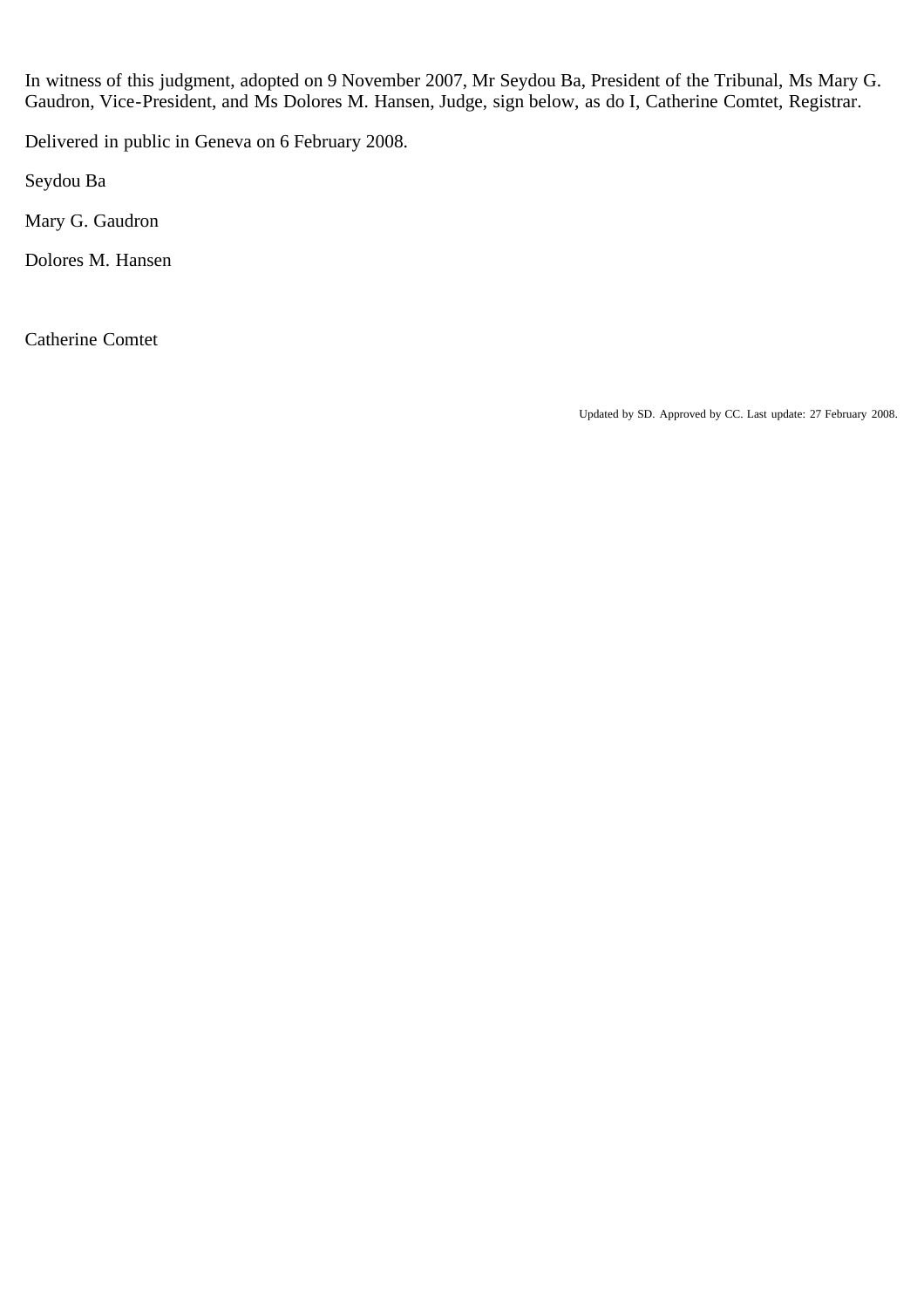In witness of this judgment, adopted on 9 November 2007, Mr Seydou Ba, President of the Tribunal, Ms Mary G. Gaudron, Vice-President, and Ms Dolores M. Hansen, Judge, sign below, as do I, Catherine Comtet, Registrar.

Delivered in public in Geneva on 6 February 2008.

Seydou Ba

Mary G. Gaudron

Dolores M. Hansen

Catherine Comtet

Updated by SD. Approved by CC. Last update: 27 February 2008.